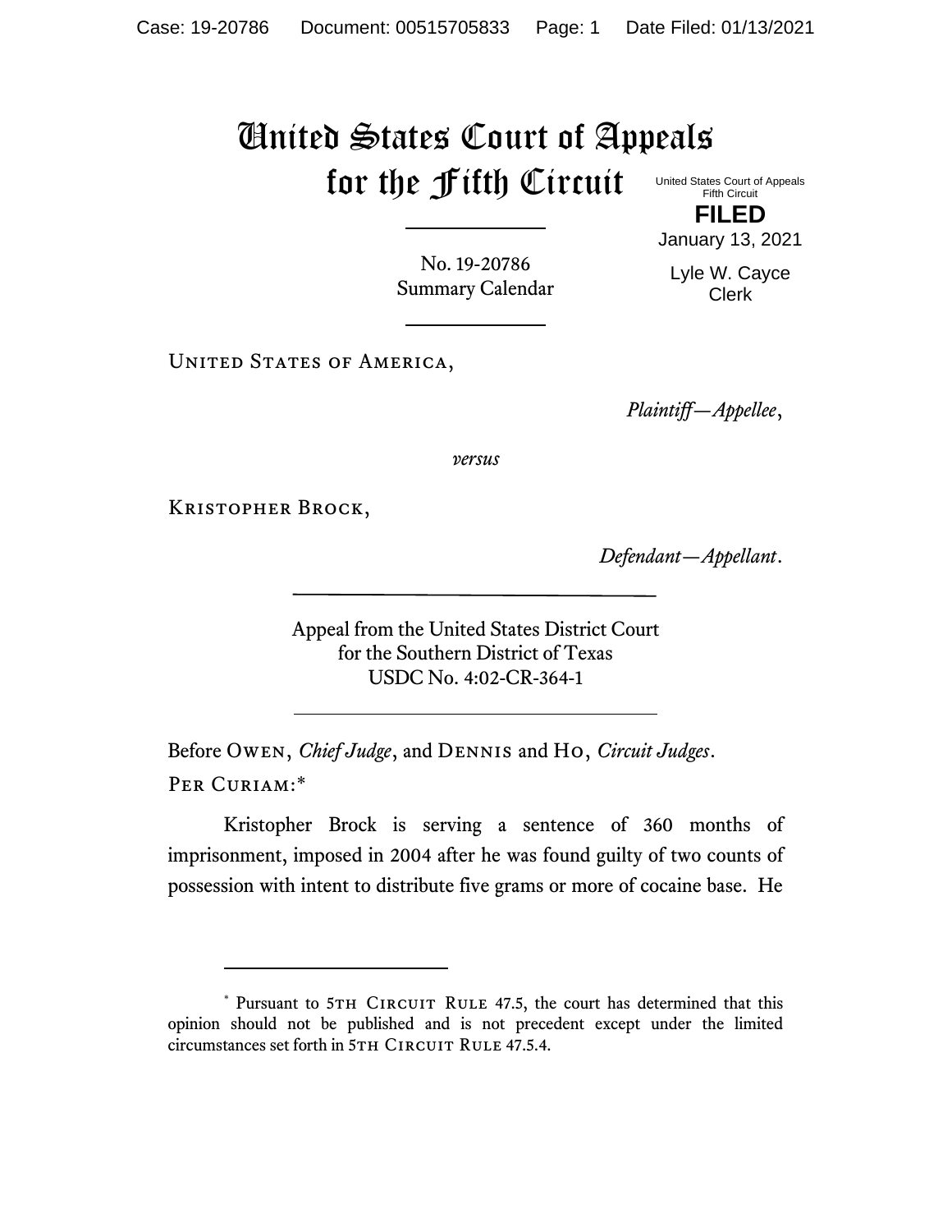# United States Court of Appeals for the Fifth Circuit

United States Court of Appeals
Fifth Circuit

**FILED**

January 13, 2021

Lyle W. Cayce
Clerk

No. 19-20786
Summary Calendar

United States of America,

*Plaintiff—Appellee*,

*versus*

Kristopher Brock,

*Defendant—Appellant*.

Appeal from the United States District Court
for the Southern District of Texas
USDC No. 4:02-CR-364-1

Before Owen, *Chief Judge*, and Dennis and Ho, *Circuit Judges*.

Per Curiam:*

Kristopher Brock is serving a sentence of 360 months of imprisonment, imposed in 2004 after he was found guilty of two counts of possession with intent to distribute five grams or more of cocaine base. He

---

* Pursuant to 5th Circuit Rule 47.5, the court has determined that this opinion should not be published and is not precedent except under the limited circumstances set forth in 5th Circuit Rule 47.5.4.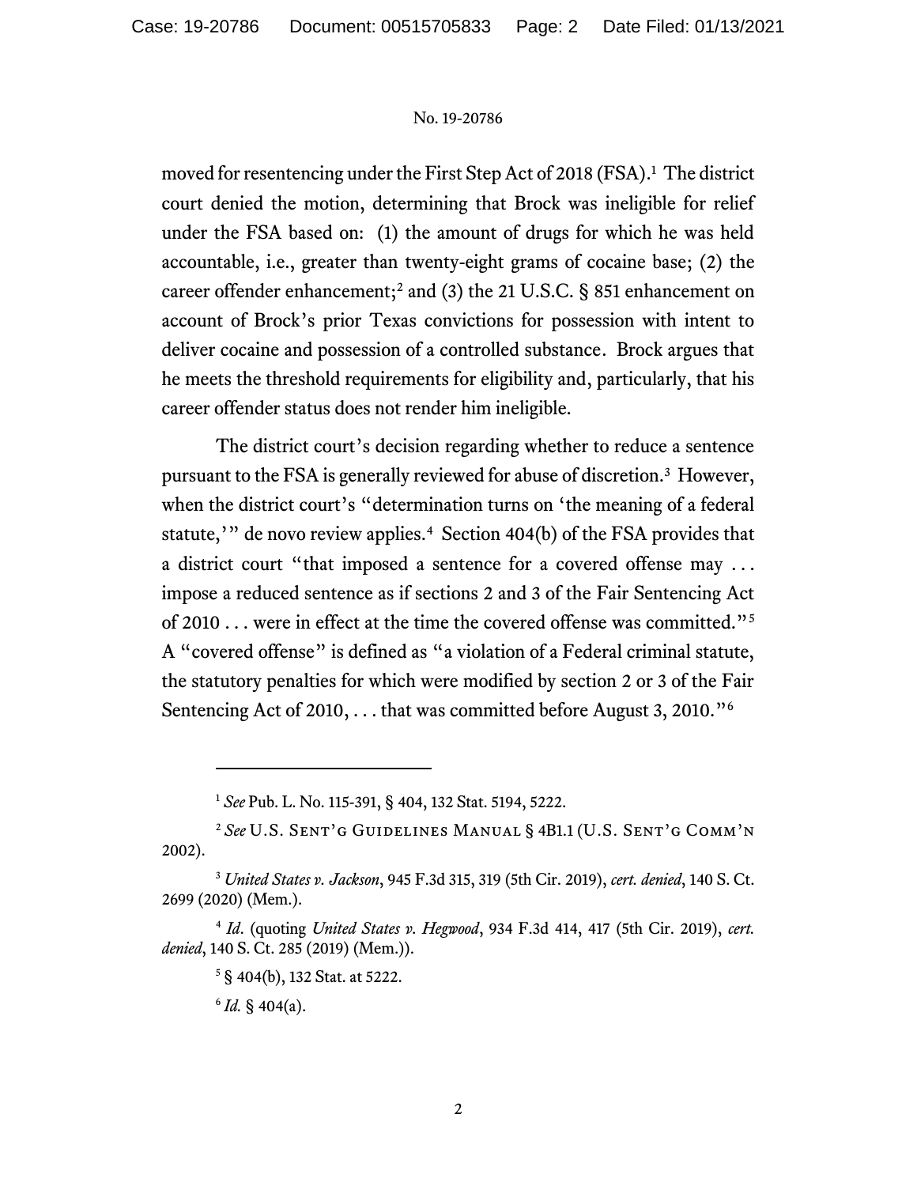moved for resentencing under the First Step Act of 2018 (FSA).[1] The district court denied the motion, determining that Brock was ineligible for relief under the FSA based on: (1) the amount of drugs for which he was held accountable, i.e., greater than twenty-eight grams of cocaine base; (2) the career offender enhancement;[2] and (3) the 21 U.S.C. § 851 enhancement on account of Brock's prior Texas convictions for possession with intent to deliver cocaine and possession of a controlled substance. Brock argues that he meets the threshold requirements for eligibility and, particularly, that his career offender status does not render him ineligible.

The district court's decision regarding whether to reduce a sentence pursuant to the FSA is generally reviewed for abuse of discretion.[3] However, when the district court's "determination turns on 'the meaning of a federal statute,'" de novo review applies.[4] Section 404(b) of the FSA provides that a district court "that imposed a sentence for a covered offense may . . . impose a reduced sentence as if sections 2 and 3 of the Fair Sentencing Act of 2010 . . . were in effect at the time the covered offense was committed."[5] A "covered offense" is defined as "a violation of a Federal criminal statute, the statutory penalties for which were modified by section 2 or 3 of the Fair Sentencing Act of 2010, . . . that was committed before August 3, 2010."[6]

---

[1] *See* Pub. L. No. 115-391, § 404, 132 Stat. 5194, 5222.

[2] *See* U.S. Sent'g Guidelines Manual § 4B1.1 (U.S. Sent'g Comm'n 2002).

[3] *United States v. Jackson*, 945 F.3d 315, 319 (5th Cir. 2019), *cert. denied*, 140 S. Ct. 2699 (2020) (Mem.).

[4] *Id*. (quoting *United States v. Hegwood*, 934 F.3d 414, 417 (5th Cir. 2019), *cert. denied*, 140 S. Ct. 285 (2019) (Mem.)).

[5] § 404(b), 132 Stat. at 5222.

[6] *Id.* § 404(a).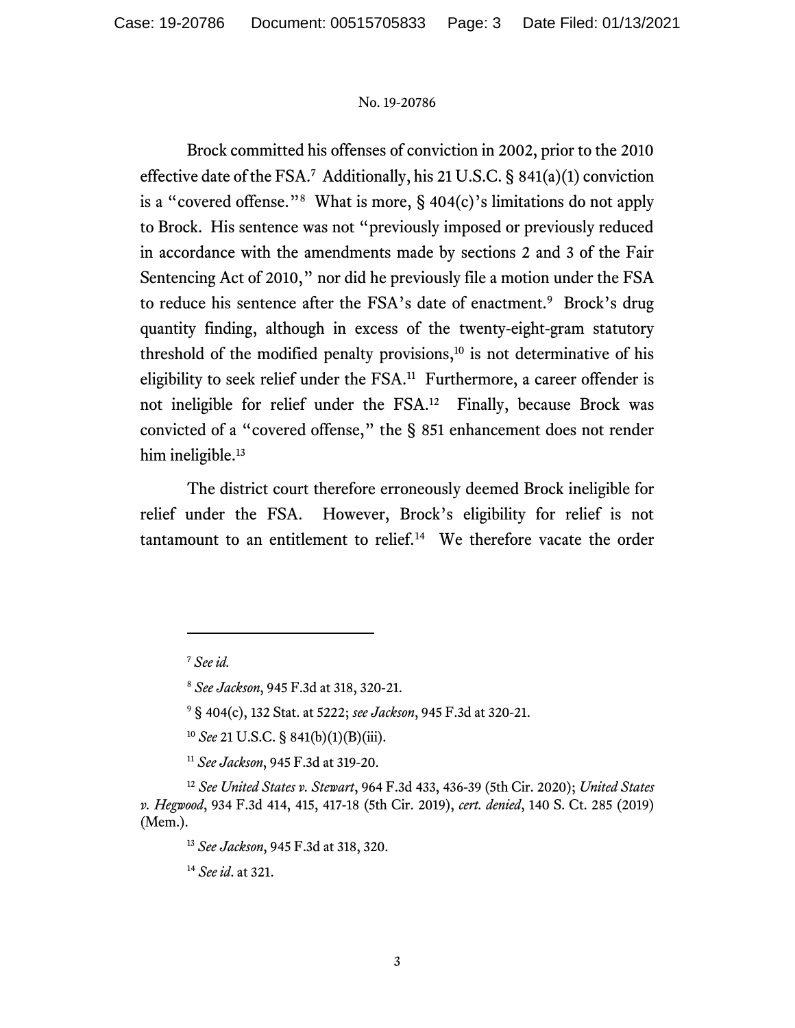Brock committed his offenses of conviction in 2002, prior to the 2010 effective date of the FSA.[7] Additionally, his 21 U.S.C. § 841(a)(1) conviction is a "covered offense."[8] What is more, § 404(c)'s limitations do not apply to Brock. His sentence was not "previously imposed or previously reduced in accordance with the amendments made by sections 2 and 3 of the Fair Sentencing Act of 2010," nor did he previously file a motion under the FSA to reduce his sentence after the FSA's date of enactment.[9] Brock's drug quantity finding, although in excess of the twenty-eight-gram statutory threshold of the modified penalty provisions,[10] is not determinative of his eligibility to seek relief under the FSA.[11] Furthermore, a career offender is not ineligible for relief under the FSA.[12] Finally, because Brock was convicted of a "covered offense," the § 851 enhancement does not render him ineligible.[13]

The district court therefore erroneously deemed Brock ineligible for relief under the FSA. However, Brock's eligibility for relief is not tantamount to an entitlement to relief.[14] We therefore vacate the order

---

[7] *See id.*

[8] *See Jackson*, 945 F.3d at 318, 320-21.

[9] § 404(c), 132 Stat. at 5222; *see Jackson*, 945 F.3d at 320-21.

[10] *See* 21 U.S.C. § 841(b)(1)(B)(iii).

[11] *See Jackson*, 945 F.3d at 319-20.

[12] *See United States v. Stewart*, 964 F.3d 433, 436-39 (5th Cir. 2020); *United States v. Hegwood*, 934 F.3d 414, 415, 417-18 (5th Cir. 2019), *cert. denied*, 140 S. Ct. 285 (2019) (Mem.).

[13] *See Jackson*, 945 F.3d at 318, 320.

[14] *See id*. at 321.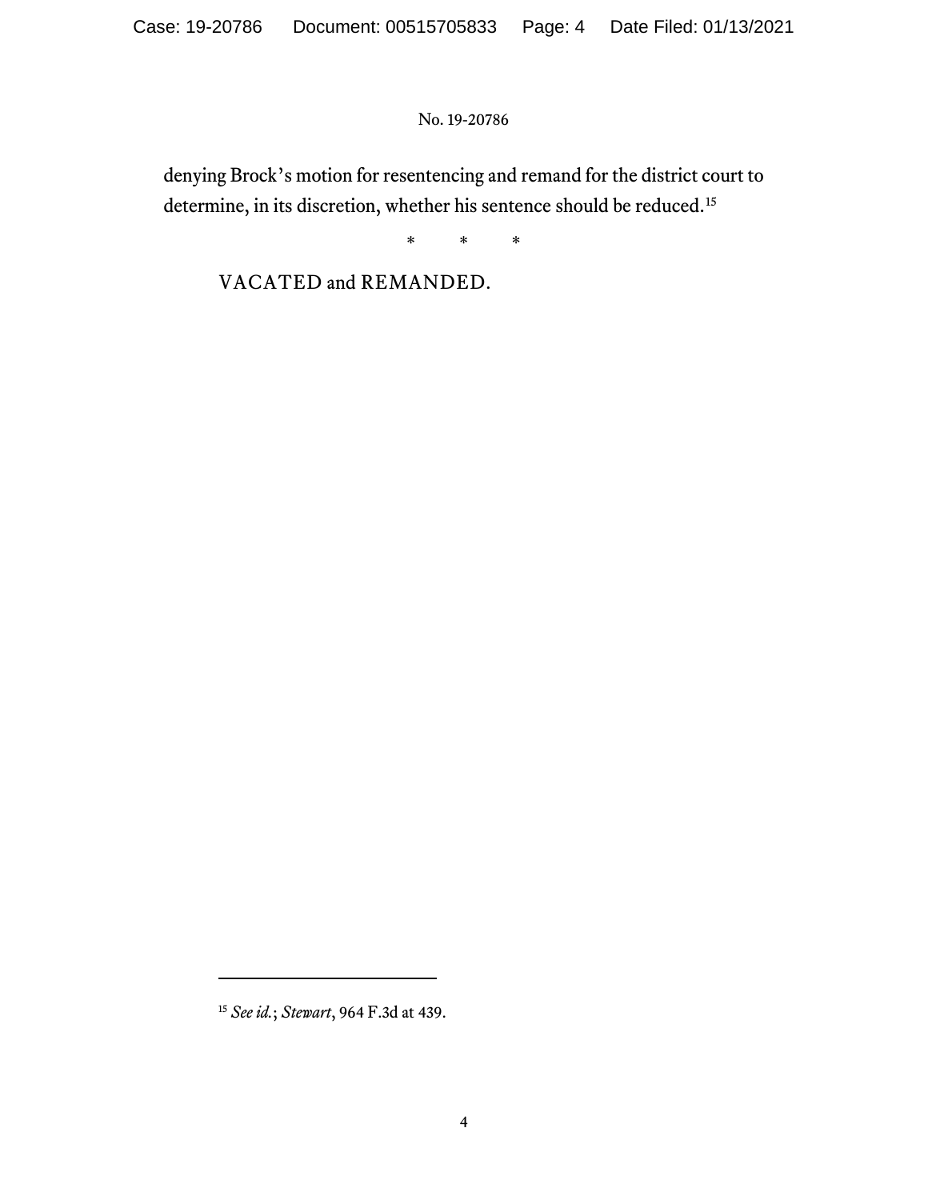denying Brock's motion for resentencing and remand for the district court to determine, in its discretion, whether his sentence should be reduced.[15]

\* \* \*

VACATED and REMANDED.

---

[15] *See id.*; *Stewart*, 964 F.3d at 439.